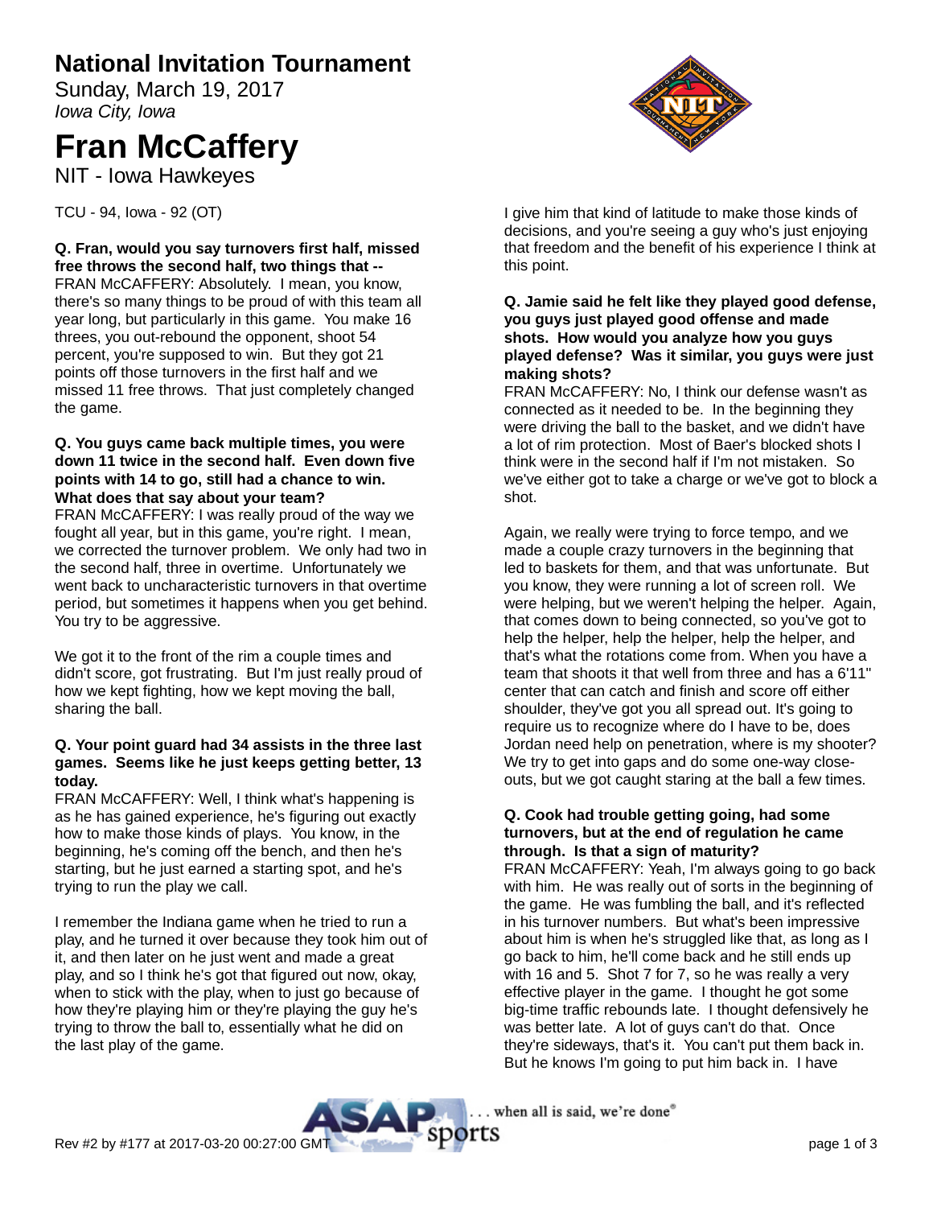# National Invitation Tournament

Sunday, March 19, 2017

*Iowa City, Iowa*

# Fran McCaffery

NIT - Iowa Hawkeyes

TCU - 94, Iowa - 92 (OT)

**Q. Fran, would you say turnovers first half, missed free throws the second half, two things that --**

FRAN McCAFFERY: Absolutely. I mean, you know, there's so many things to be proud of with this team all year long, but particularly in this game. You make 16 threes, you out-rebound the opponent, shoot 54 percent, you're supposed to win. But they got 21 points off those turnovers in the first half and we missed 11 free throws. That just completely changed the game.

**Q. You guys came back multiple times, you were down 11 twice in the second half. Even down five points with 14 to go, still had a chance to win. What does that say about your team?**

FRAN McCAFFERY: I was really proud of the way we fought all year, but in this game, you're right. I mean, we corrected the turnover problem. We only had two in the second half, three in overtime. Unfortunately we went back to uncharacteristic turnovers in that overtime period, but sometimes it happens when you get behind. You try to be aggressive.

We got it to the front of the rim a couple times and didn't score, got frustrating. But I'm just really proud of how we kept fighting, how we kept moving the ball, sharing the ball.

**Q. Your point guard had 34 assists in the three last games. Seems like he just keeps getting better, 13 today.**

FRAN McCAFFERY: Well, I think what's happening is as he has gained experience, he's figuring out exactly how to make those kinds of plays. You know, in the beginning, he's coming off the bench, and then he's starting, but he just earned a starting spot, and he's trying to run the play we call.

I remember the Indiana game when he tried to run a play, and he turned it over because they took him out of it, and then later on he just went and made a great play, and so I think he's got that figured out now, okay, when to stick with the play, when to just go because of how they're playing him or they're playing the guy he's trying to throw the ball to, essentially what he did on the last play of the game.

I give him that kind of latitude to make those kinds of decisions, and you're seeing a guy who's just enjoying that freedom and the benefit of his experience I think at this point.

**Q. Jamie said he felt like they played good defense, you guys just played good offense and made shots. How would you analyze how you guys played defense? Was it similar, you guys were just making shots?**

FRAN McCAFFERY: No, I think our defense wasn't as connected as it needed to be. In the beginning they were driving the ball to the basket, and we didn't have a lot of rim protection. Most of Baer's blocked shots I think were in the second half if I'm not mistaken. So we've either got to take a charge or we've got to block a shot.

Again, we really were trying to force tempo, and we made a couple crazy turnovers in the beginning that led to baskets for them, and that was unfortunate. But you know, they were running a lot of screen roll. We were helping, but we weren't helping the helper. Again, that comes down to being connected, so you've got to help the helper, help the helper, help the helper, and that's what the rotations come from. When you have a team that shoots it that well from three and has a 6'11" center that can catch and finish and score off either shoulder, they've got you all spread out. It's going to require us to recognize where do I have to be, does Jordan need help on penetration, where is my shooter? We try to get into gaps and do some one-way close-outs, but we got caught staring at the ball a few times.

**Q. Cook had trouble getting going, had some turnovers, but at the end of regulation he came through. Is that a sign of maturity?**

FRAN McCAFFERY: Yeah, I'm always going to go back with him. He was really out of sorts in the beginning of the game. He was fumbling the ball, and it's reflected in his turnover numbers. But what's been impressive about him is when he's struggled like that, as long as I go back to him, he'll come back and he still ends up with 16 and 5. Shot 7 for 7, so he was really a very effective player in the game. I thought he got some big-time traffic rebounds late. I thought defensively he was better late. A lot of guys can't do that. Once they're sideways, that's it. You can't put them back in. But he knows I'm going to put him back in. I have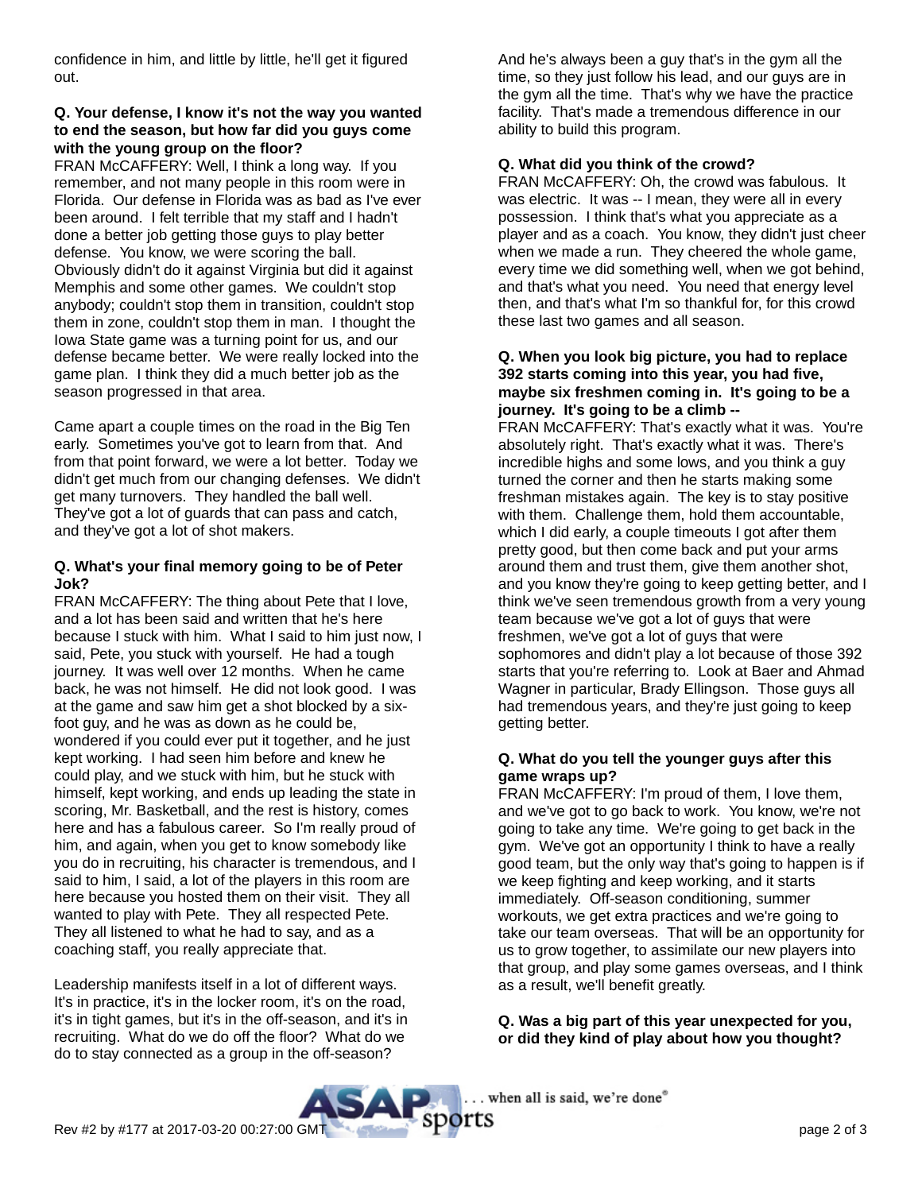confidence in him, and little by little, he'll get it figured out.

**Q. Your defense, I know it's not the way you wanted to end the season, but how far did you guys come with the young group on the floor?**

FRAN McCAFFERY: Well, I think a long way. If you remember, and not many people in this room were in Florida. Our defense in Florida was as bad as I've ever been around. I felt terrible that my staff and I hadn't done a better job getting those guys to play better defense. You know, we were scoring the ball. Obviously didn't do it against Virginia but did it against Memphis and some other games. We couldn't stop anybody; couldn't stop them in transition, couldn't stop them in zone, couldn't stop them in man. I thought the Iowa State game was a turning point for us, and our defense became better. We were really locked into the game plan. I think they did a much better job as the season progressed in that area.

Came apart a couple times on the road in the Big Ten early. Sometimes you've got to learn from that. And from that point forward, we were a lot better. Today we didn't get much from our changing defenses. We didn't get many turnovers. They handled the ball well. They've got a lot of guards that can pass and catch, and they've got a lot of shot makers.

**Q. What's your final memory going to be of Peter Jok?**

FRAN McCAFFERY: The thing about Pete that I love, and a lot has been said and written that he's here because I stuck with him. What I said to him just now, I said, Pete, you stuck with yourself. He had a tough journey. It was well over 12 months. When he came back, he was not himself. He did not look good. I was at the game and saw him get a shot blocked by a six-foot guy, and he was as down as he could be, wondered if you could ever put it together, and he just kept working. I had seen him before and knew he could play, and we stuck with him, but he stuck with himself, kept working, and ends up leading the state in scoring, Mr. Basketball, and the rest is history, comes here and has a fabulous career. So I'm really proud of him, and again, when you get to know somebody like you do in recruiting, his character is tremendous, and I said to him, I said, a lot of the players in this room are here because you hosted them on their visit. They all wanted to play with Pete. They all respected Pete. They all listened to what he had to say, and as a coaching staff, you really appreciate that.

Leadership manifests itself in a lot of different ways. It's in practice, it's in the locker room, it's on the road, it's in tight games, but it's in the off-season, and it's in recruiting. What do we do off the floor? What do we do to stay connected as a group in the off-season? And he's always been a guy that's in the gym all the time, so they just follow his lead, and our guys are in the gym all the time. That's why we have the practice facility. That's made a tremendous difference in our ability to build this program.

**Q. What did you think of the crowd?**

FRAN McCAFFERY: Oh, the crowd was fabulous. It was electric. It was -- I mean, they were all in every possession. I think that's what you appreciate as a player and as a coach. You know, they didn't just cheer when we made a run. They cheered the whole game, every time we did something well, when we got behind, and that's what you need. You need that energy level then, and that's what I'm so thankful for, for this crowd these last two games and all season.

**Q. When you look big picture, you had to replace 392 starts coming into this year, you had five, maybe six freshmen coming in. It's going to be a journey. It's going to be a climb --**

FRAN McCAFFERY: That's exactly what it was. You're absolutely right. That's exactly what it was. There's incredible highs and some lows, and you think a guy turned the corner and then he starts making some freshman mistakes again. The key is to stay positive with them. Challenge them, hold them accountable, which I did early, a couple timeouts I got after them pretty good, but then come back and put your arms around them and trust them, give them another shot, and you know they're going to keep getting better, and I think we've seen tremendous growth from a very young team because we've got a lot of guys that were freshmen, we've got a lot of guys that were sophomores and didn't play a lot because of those 392 starts that you're referring to. Look at Baer and Ahmad Wagner in particular, Brady Ellingson. Those guys all had tremendous years, and they're just going to keep getting better.

**Q. What do you tell the younger guys after this game wraps up?**

FRAN McCAFFERY: I'm proud of them, I love them, and we've got to go back to work. You know, we're not going to take any time. We're going to get back in the gym. We've got an opportunity I think to have a really good team, but the only way that's going to happen is if we keep fighting and keep working, and it starts immediately. Off-season conditioning, summer workouts, we get extra practices and we're going to take our team overseas. That will be an opportunity for us to grow together, to assimilate our new players into that group, and play some games overseas, and I think as a result, we'll benefit greatly.

**Q. Was a big part of this year unexpected for you, or did they kind of play about how you thought?**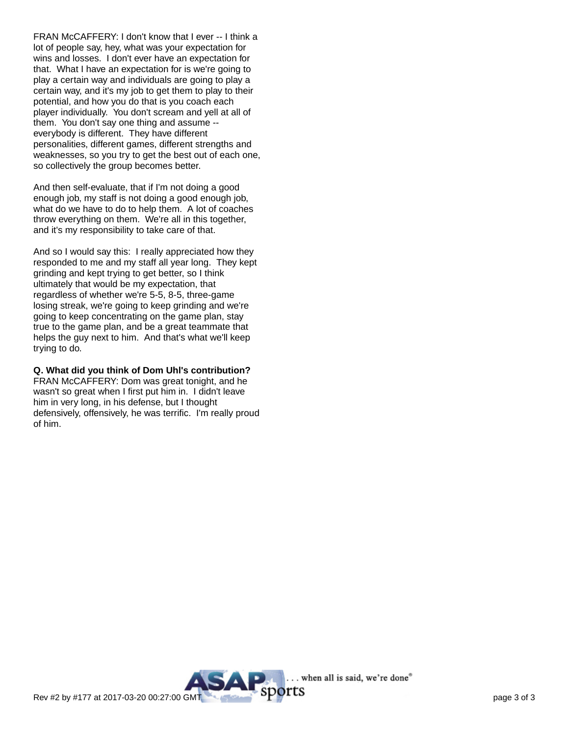FRAN McCAFFERY: I don't know that I ever -- I think a lot of people say, hey, what was your expectation for wins and losses. I don't ever have an expectation for that. What I have an expectation for is we're going to play a certain way and individuals are going to play a certain way, and it's my job to get them to play to their potential, and how you do that is you coach each player individually. You don't scream and yell at all of them. You don't say one thing and assume -- everybody is different. They have different personalities, different games, different strengths and weaknesses, so you try to get the best out of each one, so collectively the group becomes better.

And then self-evaluate, that if I'm not doing a good enough job, my staff is not doing a good enough job, what do we have to do to help them. A lot of coaches throw everything on them. We're all in this together, and it's my responsibility to take care of that.

And so I would say this: I really appreciated how they responded to me and my staff all year long. They kept grinding and kept trying to get better, so I think ultimately that would be my expectation, that regardless of whether we're 5-5, 8-5, three-game losing streak, we're going to keep grinding and we're going to keep concentrating on the game plan, stay true to the game plan, and be a great teammate that helps the guy next to him. And that's what we'll keep trying to do.

**Q. What did you think of Dom Uhl's contribution?**

FRAN McCAFFERY: Dom was great tonight, and he wasn't so great when I first put him in. I didn't leave him in very long, in his defense, but I thought defensively, offensively, he was terrific. I'm really proud of him.